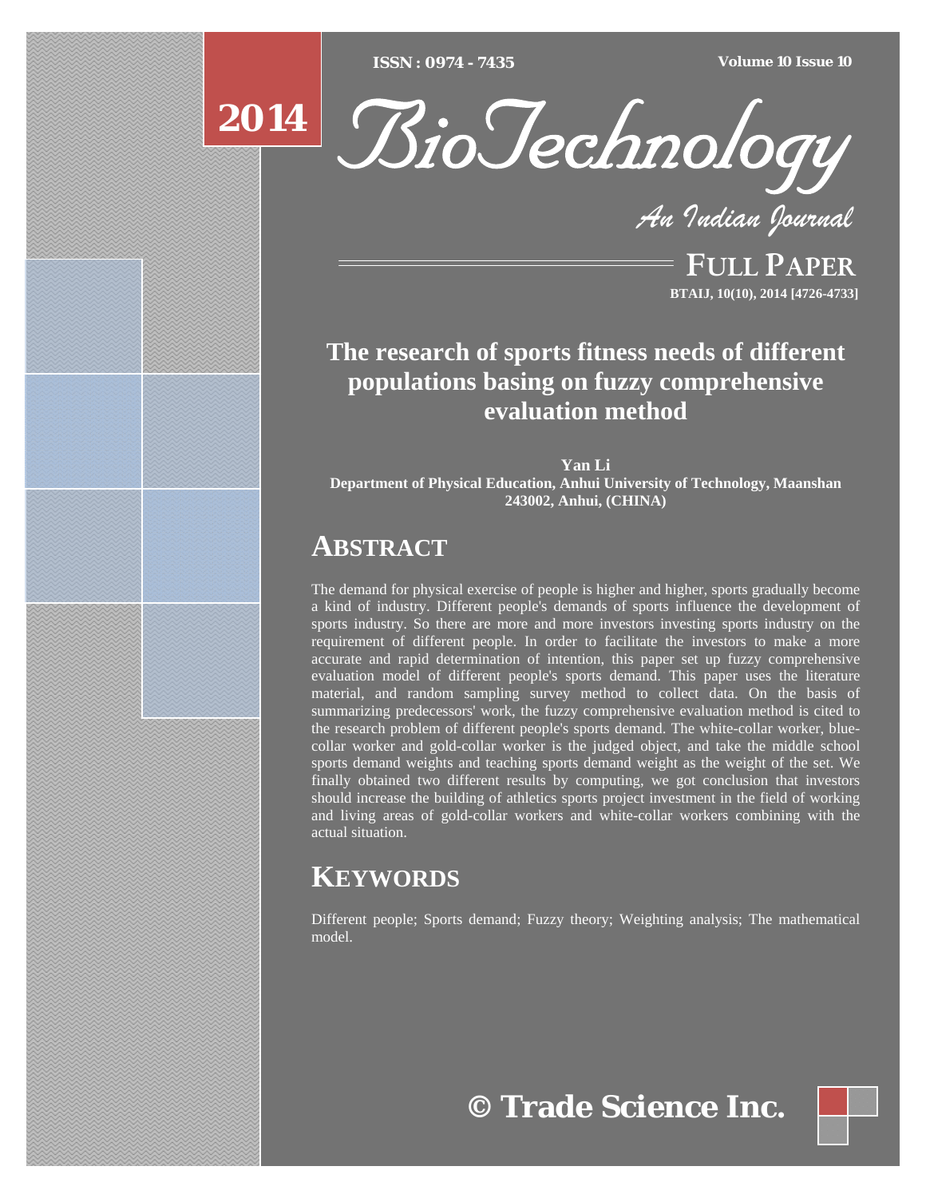# The research of sports fitness needs of different populations basing on fuzzy comprehensive evaluation method

**Yan Li**

**Department of Physical Education, Anhui University of Technology, Maanshan 243002, Anhui, (CHINA)**

## ABSTRACT

The demand for physical exercise of people is higher and higher, sports gradually become a kind of industry. Different people's demands of sports influence the development of sports industry. So there are more and more investors investing sports industry on the requirement of different people. In order to facilitate the investors to make a more accurate and rapid determination of intention, this paper set up fuzzy comprehensive evaluation model of different people's sports demand. This paper uses the literature material, and random sampling survey method to collect data. On the basis of summarizing predecessors' work, the fuzzy comprehensive evaluation method is cited to the research problem of different people's sports demand. The white-collar worker, blue-collar worker and gold-collar worker is the judged object, and take the middle school sports demand weights and teaching sports demand weight as the weight of the set. We finally obtained two different results by computing, we got conclusion that investors should increase the building of athletics sports project investment in the field of working and living areas of gold-collar workers and white-collar workers combining with the actual situation.

## KEYWORDS

Different people; Sports demand; Fuzzy theory; Weighting analysis; The mathematical model.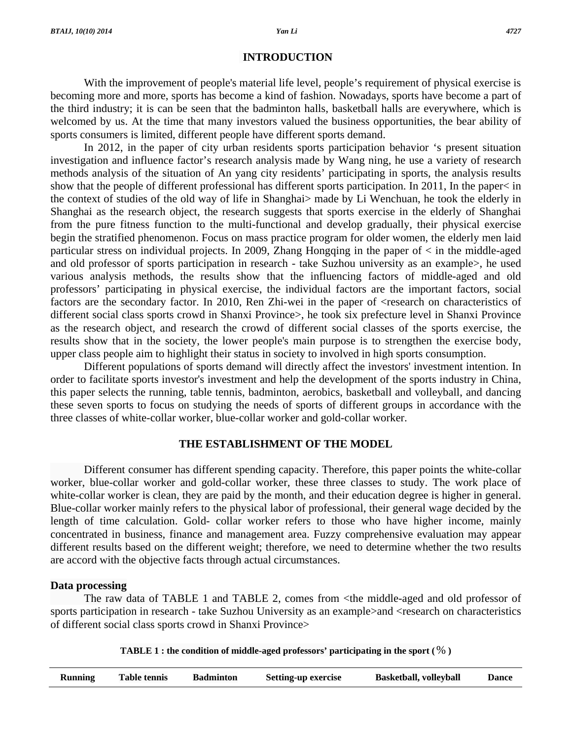# INTRODUCTION

With the improvement of people's material life level, people's requirement of physical exercise is becoming more and more, sports has become a kind of fashion. Nowadays, sports have become a part of the third industry; it is can be seen that the badminton halls, basketball halls are everywhere, which is welcomed by us. At the time that many investors valued the business opportunities, the bear ability of sports consumers is limited, different people have different sports demand.

In 2012, in the paper of city urban residents sports participation behavior 's present situation investigation and influence factor's research analysis made by Wang ning, he use a variety of research methods analysis of the situation of An yang city residents' participating in sports, the analysis results show that the people of different professional has different sports participation. In 2011, In the paper< in the context of studies of the old way of life in Shanghai> made by Li Wenchuan, he took the elderly in Shanghai as the research object, the research suggests that sports exercise in the elderly of Shanghai from the pure fitness function to the multi-functional and develop gradually, their physical exercise begin the stratified phenomenon. Focus on mass practice program for older women, the elderly men laid particular stress on individual projects. In 2009, Zhang Hongqing in the paper of < in the middle-aged and old professor of sports participation in research - take Suzhou university as an example>, he used various analysis methods, the results show that the influencing factors of middle-aged and old professors' participating in physical exercise, the individual factors are the important factors, social factors are the secondary factor. In 2010, Ren Zhi-wei in the paper of <research on characteristics of different social class sports crowd in Shanxi Province>, he took six prefecture level in Shanxi Province as the research object, and research the crowd of different social classes of the sports exercise, the results show that in the society, the lower people's main purpose is to strengthen the exercise body, upper class people aim to highlight their status in society to involved in high sports consumption.

Different populations of sports demand will directly affect the investors' investment intention. In order to facilitate sports investor's investment and help the development of the sports industry in China, this paper selects the running, table tennis, badminton, aerobics, basketball and volleyball, and dancing these seven sports to focus on studying the needs of sports of different groups in accordance with the three classes of white-collar worker, blue-collar worker and gold-collar worker.

# THE ESTABLISHMENT OF THE MODEL

Different consumer has different spending capacity. Therefore, this paper points the white-collar worker, blue-collar worker and gold-collar worker, these three classes to study. The work place of white-collar worker is clean, they are paid by the month, and their education degree is higher in general. Blue-collar worker mainly refers to the physical labor of professional, their general wage decided by the length of time calculation. Gold- collar worker refers to those who have higher income, mainly concentrated in business, finance and management area. Fuzzy comprehensive evaluation may appear different results based on the different weight; therefore, we need to determine whether the two results are accord with the objective facts through actual circumstances.

## Data processing

The raw data of TABLE 1 and TABLE 2, comes from <the middle-aged and old professor of sports participation in research - take Suzhou University as an example>and <research on characteristics of different social class sports crowd in Shanxi Province>

**TABLE 1 : the condition of middle-aged professors' participating in the sport (%)**

| Running | Table tennis | Badminton | Setting-up exercise | Basketball, volleyball | Dance |
|---|---|---|---|---|---|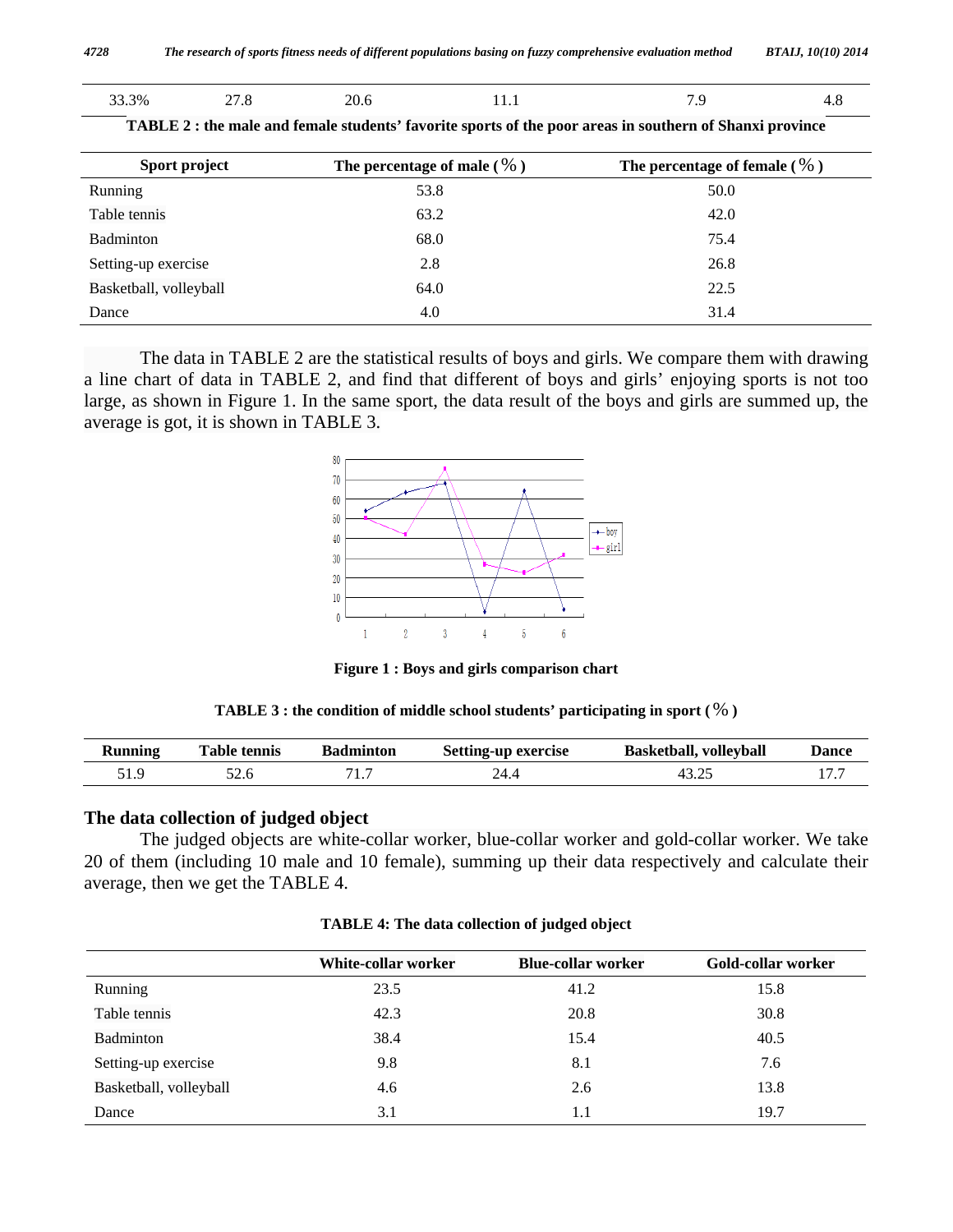| 33.3% | 27.8 | 20.6 | 11.1 | 7.9 | 4.8 |
|---|---|---|---|---|---|

**TABLE 2 : the male and female students' favorite sports of the poor areas in southern of Shanxi province**

| Sport project | The percentage of male (%) | The percentage of female (%) |
|---|---|---|
| Running | 53.8 | 50.0 |
| Table tennis | 63.2 | 42.0 |
| Badminton | 68.0 | 75.4 |
| Setting-up exercise | 2.8 | 26.8 |
| Basketball, volleyball | 64.0 | 22.5 |
| Dance | 4.0 | 31.4 |

The data in TABLE 2 are the statistical results of boys and girls. We compare them with drawing a line chart of data in TABLE 2, and find that different of boys and girls' enjoying sports is not too large, as shown in Figure 1. In the same sport, the data result of the boys and girls are summed up, the average is got, it is shown in TABLE 3.

**Figure 1 : Boys and girls comparison chart**

**TABLE 3 : the condition of middle school students' participating in sport (%)**

| Running | Table tennis | Badminton | Setting-up exercise | Basketball, volleyball | Dance |
|---|---|---|---|---|---|
| 51.9 | 52.6 | 71.7 | 24.4 | 43.25 | 17.7 |

## The data collection of judged object

The judged objects are white-collar worker, blue-collar worker and gold-collar worker. We take 20 of them (including 10 male and 10 female), summing up their data respectively and calculate their average, then we get the TABLE 4.

**TABLE 4: The data collection of judged object**

| | White-collar worker | Blue-collar worker | Gold-collar worker |
|---|---|---|---|
| Running | 23.5 | 41.2 | 15.8 |
| Table tennis | 42.3 | 20.8 | 30.8 |
| Badminton | 38.4 | 15.4 | 40.5 |
| Setting-up exercise | 9.8 | 8.1 | 7.6 |
| Basketball, volleyball | 4.6 | 2.6 | 13.8 |
| Dance | 3.1 | 1.1 | 19.7 |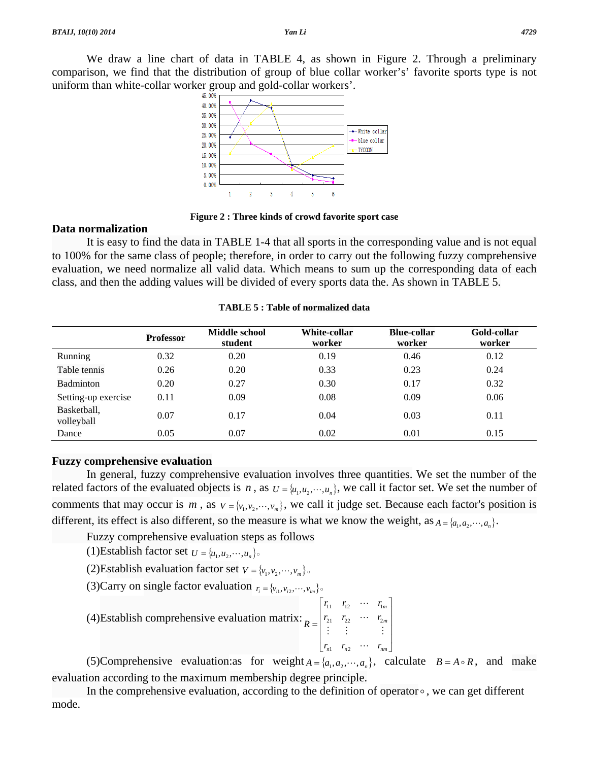We draw a line chart of data in TABLE 4, as shown in Figure 2. Through a preliminary comparison, we find that the distribution of group of blue collar worker's' favorite sports type is not uniform than white-collar worker group and gold-collar workers'.

**Figure 2 : Three kinds of crowd favorite sport case**

## Data normalization

It is easy to find the data in TABLE 1-4 that all sports in the corresponding value and is not equal to 100% for the same class of people; therefore, in order to carry out the following fuzzy comprehensive evaluation, we need normalize all valid data. Which means to sum up the corresponding data of each class, and then the adding values will be divided of every sports data the. As shown in TABLE 5.

**TABLE 5 : Table of normalized data**

| | Professor | Middle school student | White-collar worker | Blue-collar worker | Gold-collar worker |
|---|---|---|---|---|---|
| Running | 0.32 | 0.20 | 0.19 | 0.46 | 0.12 |
| Table tennis | 0.26 | 0.20 | 0.33 | 0.23 | 0.24 |
| Badminton | 0.20 | 0.27 | 0.30 | 0.17 | 0.32 |
| Setting-up exercise | 0.11 | 0.09 | 0.08 | 0.09 | 0.06 |
| Basketball, volleyball | 0.07 | 0.17 | 0.04 | 0.03 | 0.11 |
| Dance | 0.05 | 0.07 | 0.02 | 0.01 | 0.15 |

## Fuzzy comprehensive evaluation

In general, fuzzy comprehensive evaluation involves three quantities. We set the number of the related factors of the evaluated objects is $n$, as $U = \{u_1, u_2, \cdots, u_n\}$, we call it factor set. We set the number of comments that may occur is $m$, as $V = \{v_1, v_2, \cdots, v_m\}$, we call it judge set. Because each factor's position is different, its effect is also different, so the measure is what we know the weight, as $A = \{a_1, a_2, \cdots, a_n\}$.

Fuzzy comprehensive evaluation steps as follows

(1)Establish factor set $U = \{u_1, u_2, \cdots, u_n\}$。

(2)Establish evaluation factor set $V = \{v_1, v_2, \cdots, v_m\}$。

(3)Carry on single factor evaluation $r_i = \{v_{i1}, v_{i2}, \cdots, v_{im}\}$。

(4)Establish comprehensive evaluation matrix: $R = \begin{bmatrix} r_{11} & r_{12} & \cdots & r_{1m} \\ r_{21} & r_{22} & \cdots & r_{2m} \\ \vdots & \vdots & & \vdots \\ r_{n1} & r_{n2} & \cdots & r_{nm} \end{bmatrix}$

(5)Comprehensive evaluation:as for weight $A = \{a_1, a_2, \cdots, a_n\}$, calculate $B = A \circ R$, and make evaluation according to the maximum membership degree principle.

In the comprehensive evaluation, according to the definition of operator $\circ$, we can get different mode.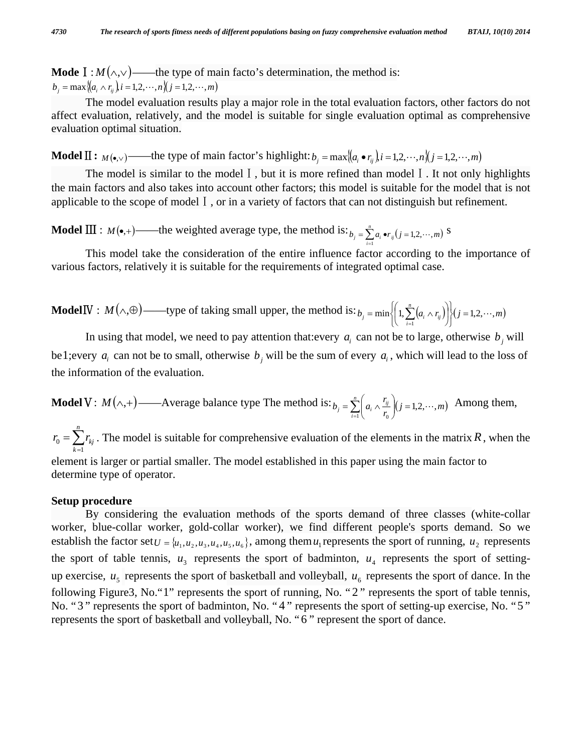**Mode Ⅰ**: $M(\wedge,\vee)$——the type of main facto's determination, the method is:
$b_j = \max\{(a_i \wedge r_{ij}), i = 1,2,\cdots,n\}(j = 1,2,\cdots,m)$

The model evaluation results play a major role in the total evaluation factors, other factors do not affect evaluation, relatively, and the model is suitable for single evaluation optimal as comprehensive evaluation optimal situation.

**Model Ⅱ:** $M(\bullet,\vee)$——the type of main factor's highlight: $b_j = \max\{(a_i \bullet r_{ij}), i = 1,2,\cdots,n\}(j = 1,2,\cdots,m)$

The model is similar to the model Ⅰ, but it is more refined than model Ⅰ. It not only highlights the main factors and also takes into account other factors; this model is suitable for the model that is not applicable to the scope of model Ⅰ, or in a variety of factors that can not distinguish but refinement.

**Model Ⅲ**: $M(\bullet,+)$——the weighted average type, the method is: $b_j = \sum_{i=1}^{n} a_i \bullet r_{ij} \ (j = 1,2,\cdots,m)$ s

This model take the consideration of the entire influence factor according to the importance of various factors, relatively it is suitable for the requirements of integrated optimal case.

**ModelⅣ**: $M(\wedge,\oplus)$——type of taking small upper, the method is: $b_j = \min\left\{\left(1, \sum_{i=1}^{n}(a_i \wedge r_{ij})\right)\right\}(j = 1,2,\cdots,m)$

In using that model, we need to pay attention that:every $a_i$ can not be to large, otherwise $b_j$ will be1;every $a_i$ can not be to small, otherwise $b_j$ will be the sum of every $a_i$, which will lead to the loss of the information of the evaluation.

**ModelⅤ**: $M(\wedge,+)$——Average balance type The method is: $b_j = \sum_{i=1}^{n}\left(a_i \wedge \frac{r_{ij}}{r_0}\right)(j = 1,2,\cdots,m)$ Among them, $r_0 = \sum_{k=1}^{n} r_{kj}$. The model is suitable for comprehensive evaluation of the elements in the matrix $R$, when the element is larger or partial smaller. The model established in this paper using the main factor to determine type of operator.

**Setup procedure**

By considering the evaluation methods of the sports demand of three classes (white-collar worker, blue-collar worker, gold-collar worker), we find different people's sports demand. So we establish the factor set $U = \{u_1, u_2, u_3, u_4, u_5, u_6\}$, among them $u_1$ represents the sport of running, $u_2$ represents the sport of table tennis, $u_3$ represents the sport of badminton, $u_4$ represents the sport of setting-up exercise, $u_5$ represents the sport of basketball and volleyball, $u_6$ represents the sport of dance. In the following Figure3, No.“1” represents the sport of running, No. “2” represents the sport of table tennis, No. “3” represents the sport of badminton, No. “4” represents the sport of setting-up exercise, No. “5” represents the sport of basketball and volleyball, No. “6” represent the sport of dance.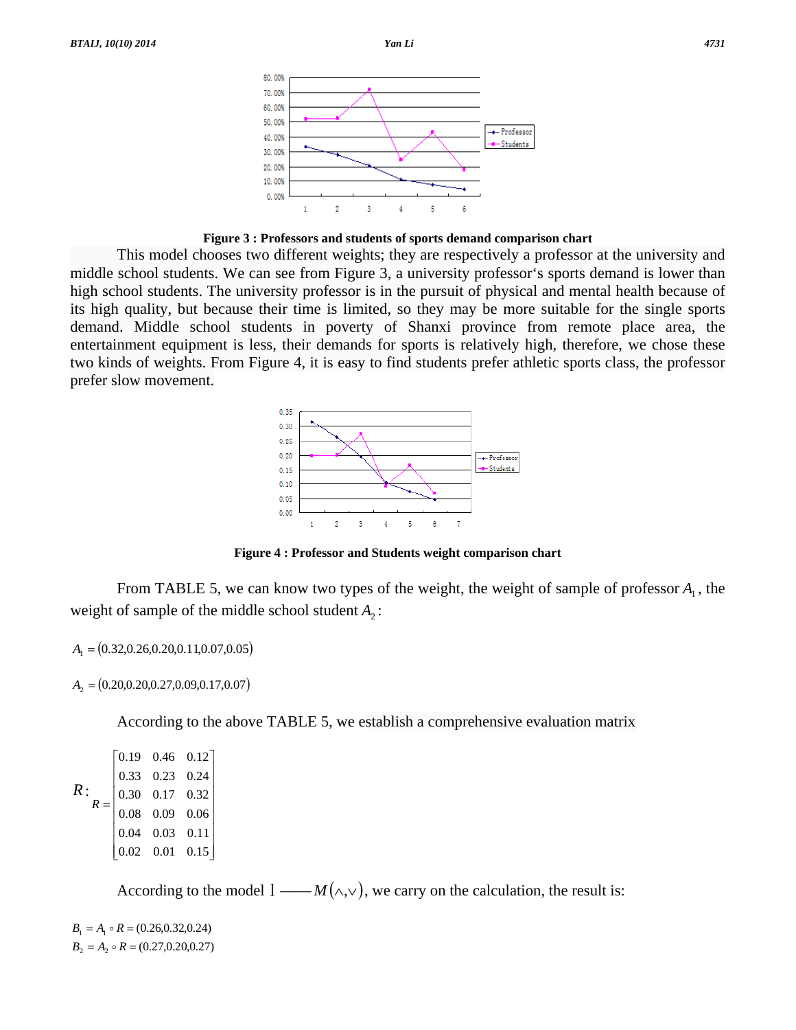Figure 3 : Professors and students of sports demand comparison chart

This model chooses two different weights; they are respectively a professor at the university and middle school students. We can see from Figure 3, a university professor's sports demand is lower than high school students. The university professor is in the pursuit of physical and mental health because of its high quality, but because their time is limited, so they may be more suitable for the single sports demand. Middle school students in poverty of Shanxi province from remote place area, the entertainment equipment is less, their demands for sports is relatively high, therefore, we chose these two kinds of weights. From Figure 4, it is easy to find students prefer athletic sports class, the professor prefer slow movement.

Figure 4 : Professor and Students weight comparison chart

From TABLE 5, we can know two types of the weight, the weight of sample of professor $A_1$, the weight of sample of the middle school student $A_2$:

$$A_1 = (0.32, 0.26, 0.20, 0.11, 0.07, 0.05)$$

$$A_2 = (0.20, 0.20, 0.27, 0.09, 0.17, 0.07)$$

According to the above TABLE 5, we establish a comprehensive evaluation matrix

$$R: \quad R = \begin{bmatrix} 0.19 & 0.46 & 0.12 \\ 0.33 & 0.23 & 0.24 \\ 0.30 & 0.17 & 0.32 \\ 0.08 & 0.09 & 0.06 \\ 0.04 & 0.03 & 0.11 \\ 0.02 & 0.01 & 0.15 \end{bmatrix}$$

According to the model Ⅰ —— $M(\wedge, \vee)$, we carry on the calculation, the result is:

$$B_1 = A_1 \circ R = (0.26, 0.32, 0.24)$$
$$B_2 = A_2 \circ R = (0.27, 0.20, 0.27)$$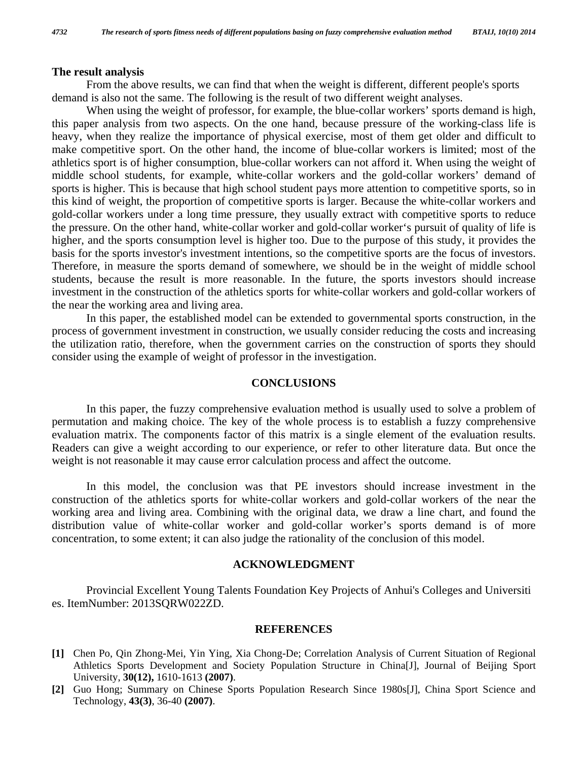### The result analysis

From the above results, we can find that when the weight is different, different people's sports demand is also not the same. The following is the result of two different weight analyses.

When using the weight of professor, for example, the blue-collar workers' sports demand is high, this paper analysis from two aspects. On the one hand, because pressure of the working-class life is heavy, when they realize the importance of physical exercise, most of them get older and difficult to make competitive sport. On the other hand, the income of blue-collar workers is limited; most of the athletics sport is of higher consumption, blue-collar workers can not afford it. When using the weight of middle school students, for example, white-collar workers and the gold-collar workers' demand of sports is higher. This is because that high school student pays more attention to competitive sports, so in this kind of weight, the proportion of competitive sports is larger. Because the white-collar workers and gold-collar workers under a long time pressure, they usually extract with competitive sports to reduce the pressure. On the other hand, white-collar worker and gold-collar worker's pursuit of quality of life is higher, and the sports consumption level is higher too. Due to the purpose of this study, it provides the basis for the sports investor's investment intentions, so the competitive sports are the focus of investors. Therefore, in measure the sports demand of somewhere, we should be in the weight of middle school students, because the result is more reasonable. In the future, the sports investors should increase investment in the construction of the athletics sports for white-collar workers and gold-collar workers of the near the working area and living area.

In this paper, the established model can be extended to governmental sports construction, in the process of government investment in construction, we usually consider reducing the costs and increasing the utilization ratio, therefore, when the government carries on the construction of sports they should consider using the example of weight of professor in the investigation.

## CONCLUSIONS

In this paper, the fuzzy comprehensive evaluation method is usually used to solve a problem of permutation and making choice. The key of the whole process is to establish a fuzzy comprehensive evaluation matrix. The components factor of this matrix is a single element of the evaluation results. Readers can give a weight according to our experience, or refer to other literature data. But once the weight is not reasonable it may cause error calculation process and affect the outcome.

In this model, the conclusion was that PE investors should increase investment in the construction of the athletics sports for white-collar workers and gold-collar workers of the near the working area and living area. Combining with the original data, we draw a line chart, and found the distribution value of white-collar worker and gold-collar worker's sports demand is of more concentration, to some extent; it can also judge the rationality of the conclusion of this model.

## ACKNOWLEDGMENT

Provincial Excellent Young Talents Foundation Key Projects of Anhui's Colleges and Universiti es. ItemNumber: 2013SQRW022ZD.

## REFERENCES

**[1]** Chen Po, Qin Zhong-Mei, Yin Ying, Xia Chong-De; Correlation Analysis of Current Situation of Regional Athletics Sports Development and Society Population Structure in China[J], Journal of Beijing Sport University, **30(12),** 1610-1613 **(2007)**.

**[2]** Guo Hong; Summary on Chinese Sports Population Research Since 1980s[J], China Sport Science and Technology, **43(3)**, 36-40 **(2007)**.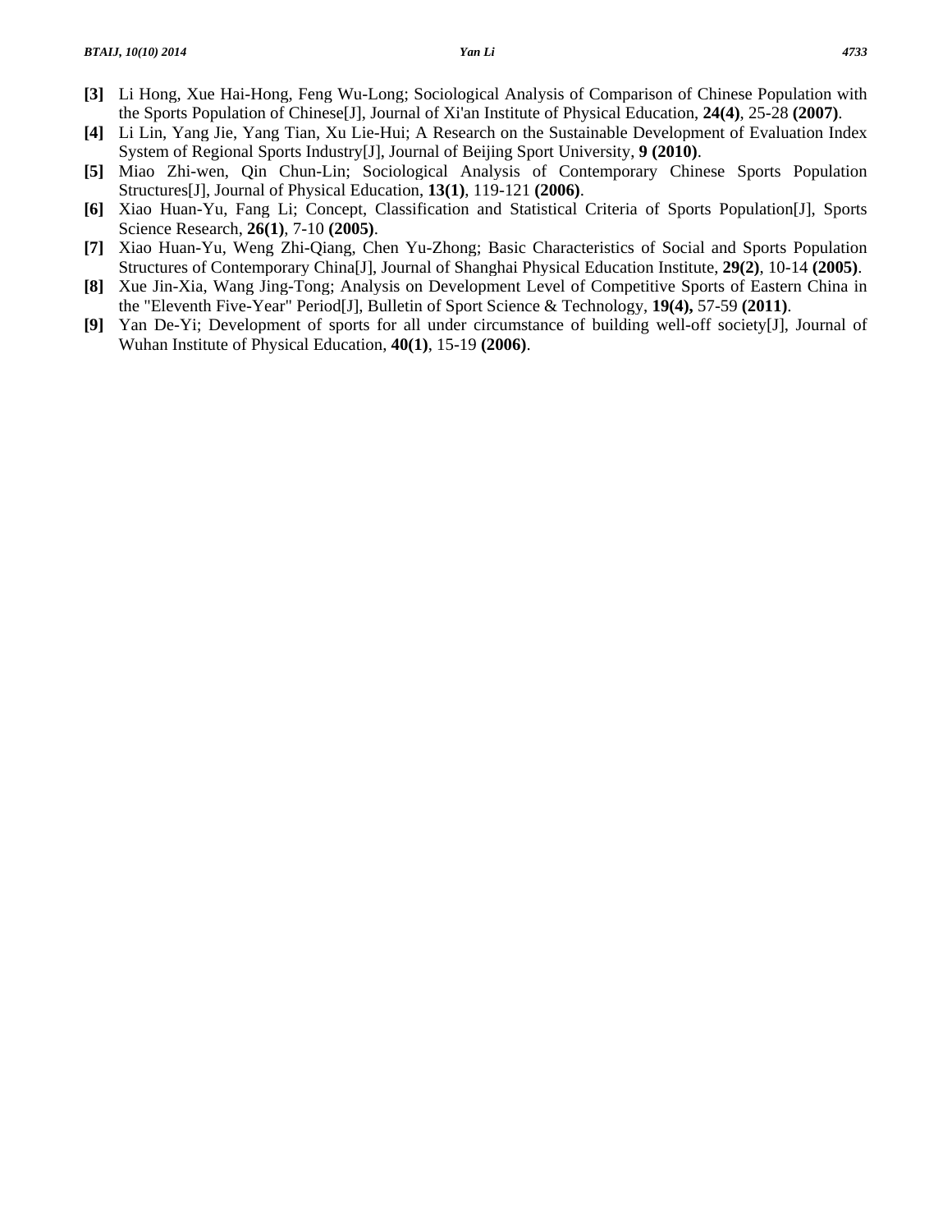**[3]** Li Hong, Xue Hai-Hong, Feng Wu-Long; Sociological Analysis of Comparison of Chinese Population with the Sports Population of Chinese[J], Journal of Xi'an Institute of Physical Education, **24(4)**, 25-28 **(2007)**.

**[4]** Li Lin, Yang Jie, Yang Tian, Xu Lie-Hui; A Research on the Sustainable Development of Evaluation Index System of Regional Sports Industry[J], Journal of Beijing Sport University, **9 (2010)**.

**[5]** Miao Zhi-wen, Qin Chun-Lin; Sociological Analysis of Contemporary Chinese Sports Population Structures[J], Journal of Physical Education, **13(1)**, 119-121 **(2006)**.

**[6]** Xiao Huan-Yu, Fang Li; Concept, Classification and Statistical Criteria of Sports Population[J], Sports Science Research, **26(1)**, 7-10 **(2005)**.

**[7]** Xiao Huan-Yu, Weng Zhi-Qiang, Chen Yu-Zhong; Basic Characteristics of Social and Sports Population Structures of Contemporary China[J], Journal of Shanghai Physical Education Institute, **29(2)**, 10-14 **(2005)**.

**[8]** Xue Jin-Xia, Wang Jing-Tong; Analysis on Development Level of Competitive Sports of Eastern China in the "Eleventh Five-Year" Period[J], Bulletin of Sport Science & Technology, **19(4),** 57-59 **(2011)**.

**[9]** Yan De-Yi; Development of sports for all under circumstance of building well-off society[J], Journal of Wuhan Institute of Physical Education, **40(1)**, 15-19 **(2006)**.